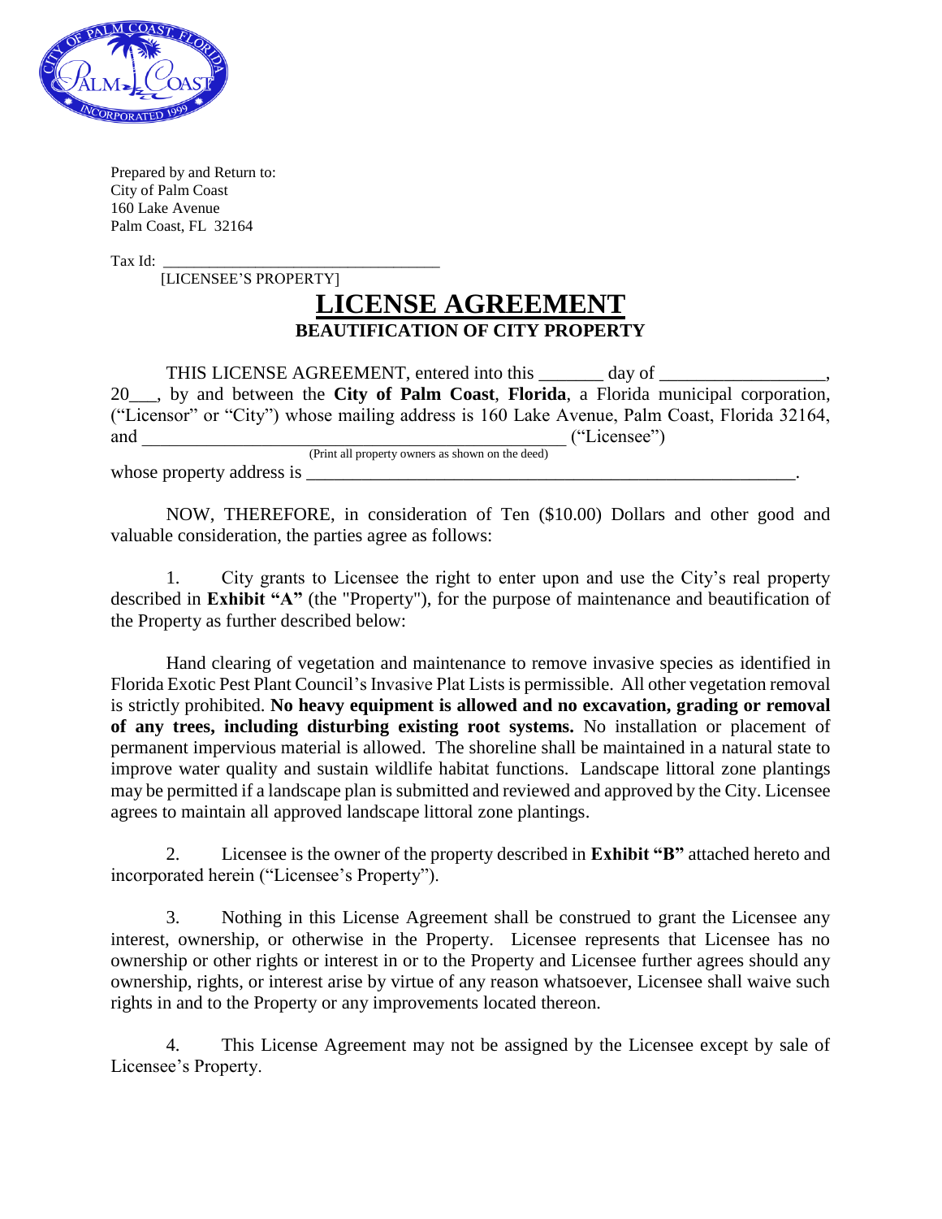Prepared by and Return to:
City of Palm Coast
160 Lake Avenue
Palm Coast, FL 32164

Tax Id: ___________________________________
[LICENSEE'S PROPERTY]

# LICENSE AGREEMENT

## BEAUTIFICATION OF CITY PROPERTY

THIS LICENSE AGREEMENT, entered into this _______ day of __________________, 20___, by and between the **City of Palm Coast**, **Florida**, a Florida municipal corporation, ("Licensor" or "City") whose mailing address is 160 Lake Avenue, Palm Coast, Florida 32164, and ______________________________________________ ("Licensee")
(Print all property owners as shown on the deed)
whose property address is _______________________________________________________.

NOW, THEREFORE, in consideration of Ten ($10.00) Dollars and other good and valuable consideration, the parties agree as follows:

1. City grants to Licensee the right to enter upon and use the City's real property described in **Exhibit "A"** (the "Property"), for the purpose of maintenance and beautification of the Property as further described below:

Hand clearing of vegetation and maintenance to remove invasive species as identified in Florida Exotic Pest Plant Council's Invasive Plat Lists is permissible. All other vegetation removal is strictly prohibited. **No heavy equipment is allowed and no excavation, grading or removal of any trees, including disturbing existing root systems.** No installation or placement of permanent impervious material is allowed. The shoreline shall be maintained in a natural state to improve water quality and sustain wildlife habitat functions. Landscape littoral zone plantings may be permitted if a landscape plan is submitted and reviewed and approved by the City. Licensee agrees to maintain all approved landscape littoral zone plantings.

2. Licensee is the owner of the property described in **Exhibit "B"** attached hereto and incorporated herein ("Licensee's Property").

3. Nothing in this License Agreement shall be construed to grant the Licensee any interest, ownership, or otherwise in the Property. Licensee represents that Licensee has no ownership or other rights or interest in or to the Property and Licensee further agrees should any ownership, rights, or interest arise by virtue of any reason whatsoever, Licensee shall waive such rights in and to the Property or any improvements located thereon.

4. This License Agreement may not be assigned by the Licensee except by sale of Licensee's Property.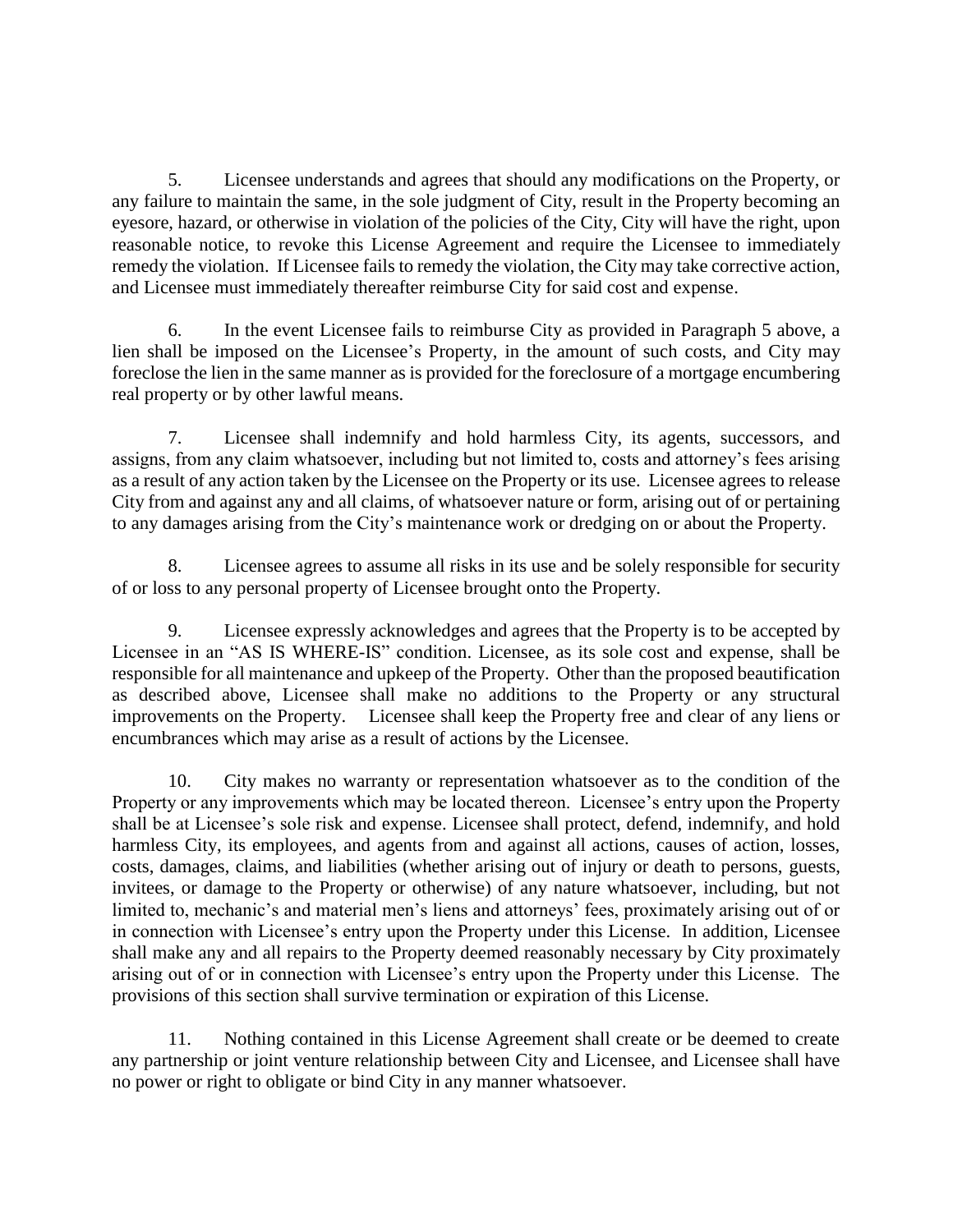5. Licensee understands and agrees that should any modifications on the Property, or any failure to maintain the same, in the sole judgment of City, result in the Property becoming an eyesore, hazard, or otherwise in violation of the policies of the City, City will have the right, upon reasonable notice, to revoke this License Agreement and require the Licensee to immediately remedy the violation. If Licensee fails to remedy the violation, the City may take corrective action, and Licensee must immediately thereafter reimburse City for said cost and expense.

6. In the event Licensee fails to reimburse City as provided in Paragraph 5 above, a lien shall be imposed on the Licensee's Property, in the amount of such costs, and City may foreclose the lien in the same manner as is provided for the foreclosure of a mortgage encumbering real property or by other lawful means.

7. Licensee shall indemnify and hold harmless City, its agents, successors, and assigns, from any claim whatsoever, including but not limited to, costs and attorney's fees arising as a result of any action taken by the Licensee on the Property or its use. Licensee agrees to release City from and against any and all claims, of whatsoever nature or form, arising out of or pertaining to any damages arising from the City's maintenance work or dredging on or about the Property.

8. Licensee agrees to assume all risks in its use and be solely responsible for security of or loss to any personal property of Licensee brought onto the Property.

9. Licensee expressly acknowledges and agrees that the Property is to be accepted by Licensee in an "AS IS WHERE-IS" condition. Licensee, as its sole cost and expense, shall be responsible for all maintenance and upkeep of the Property. Other than the proposed beautification as described above, Licensee shall make no additions to the Property or any structural improvements on the Property. Licensee shall keep the Property free and clear of any liens or encumbrances which may arise as a result of actions by the Licensee.

10. City makes no warranty or representation whatsoever as to the condition of the Property or any improvements which may be located thereon. Licensee's entry upon the Property shall be at Licensee's sole risk and expense. Licensee shall protect, defend, indemnify, and hold harmless City, its employees, and agents from and against all actions, causes of action, losses, costs, damages, claims, and liabilities (whether arising out of injury or death to persons, guests, invitees, or damage to the Property or otherwise) of any nature whatsoever, including, but not limited to, mechanic's and material men's liens and attorneys' fees, proximately arising out of or in connection with Licensee's entry upon the Property under this License. In addition, Licensee shall make any and all repairs to the Property deemed reasonably necessary by City proximately arising out of or in connection with Licensee's entry upon the Property under this License. The provisions of this section shall survive termination or expiration of this License.

11. Nothing contained in this License Agreement shall create or be deemed to create any partnership or joint venture relationship between City and Licensee, and Licensee shall have no power or right to obligate or bind City in any manner whatsoever.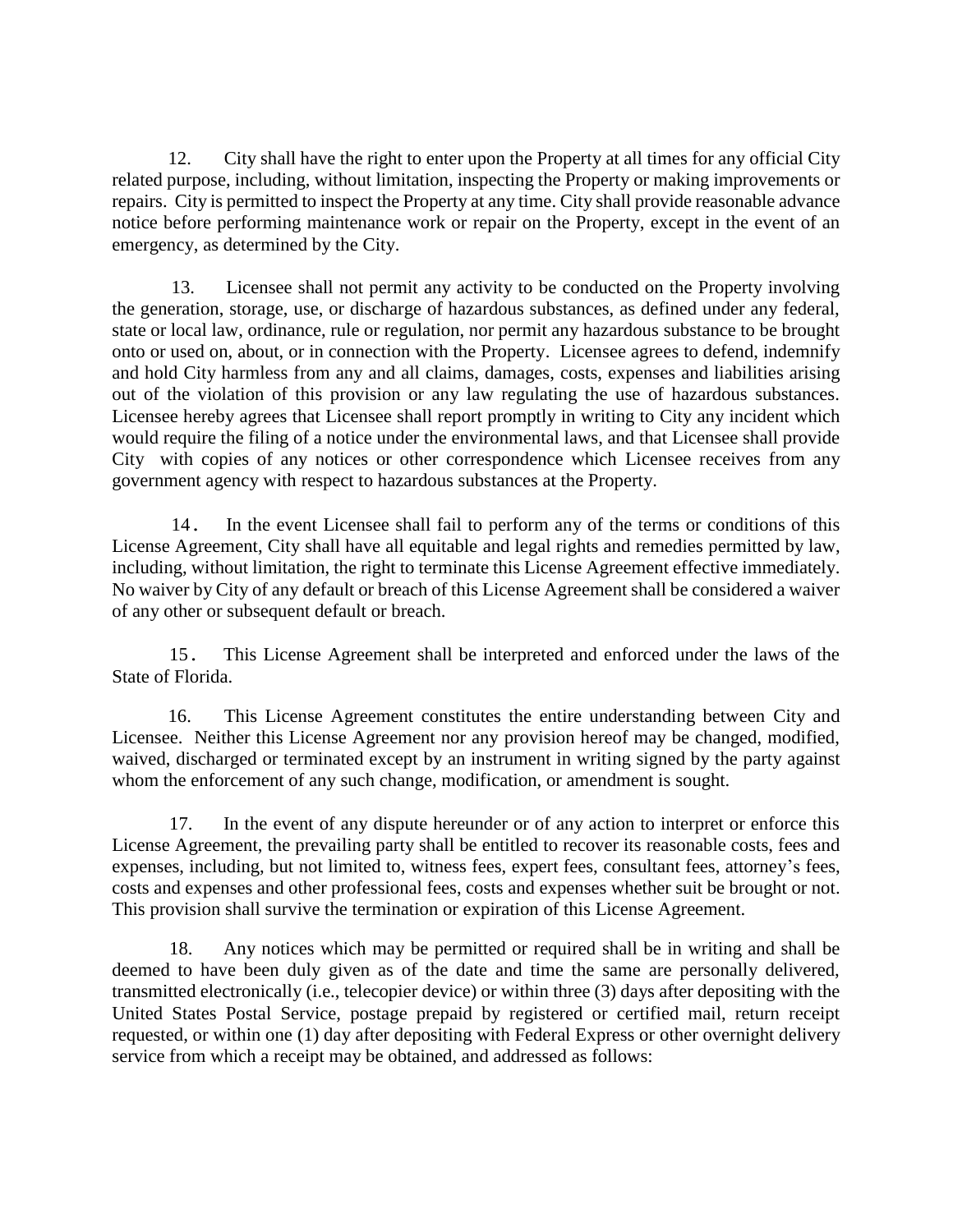12. City shall have the right to enter upon the Property at all times for any official City related purpose, including, without limitation, inspecting the Property or making improvements or repairs. City is permitted to inspect the Property at any time. City shall provide reasonable advance notice before performing maintenance work or repair on the Property, except in the event of an emergency, as determined by the City.

13. Licensee shall not permit any activity to be conducted on the Property involving the generation, storage, use, or discharge of hazardous substances, as defined under any federal, state or local law, ordinance, rule or regulation, nor permit any hazardous substance to be brought onto or used on, about, or in connection with the Property. Licensee agrees to defend, indemnify and hold City harmless from any and all claims, damages, costs, expenses and liabilities arising out of the violation of this provision or any law regulating the use of hazardous substances. Licensee hereby agrees that Licensee shall report promptly in writing to City any incident which would require the filing of a notice under the environmental laws, and that Licensee shall provide City with copies of any notices or other correspondence which Licensee receives from any government agency with respect to hazardous substances at the Property.

14. In the event Licensee shall fail to perform any of the terms or conditions of this License Agreement, City shall have all equitable and legal rights and remedies permitted by law, including, without limitation, the right to terminate this License Agreement effective immediately. No waiver by City of any default or breach of this License Agreement shall be considered a waiver of any other or subsequent default or breach.

15. This License Agreement shall be interpreted and enforced under the laws of the State of Florida.

16. This License Agreement constitutes the entire understanding between City and Licensee. Neither this License Agreement nor any provision hereof may be changed, modified, waived, discharged or terminated except by an instrument in writing signed by the party against whom the enforcement of any such change, modification, or amendment is sought.

17. In the event of any dispute hereunder or of any action to interpret or enforce this License Agreement, the prevailing party shall be entitled to recover its reasonable costs, fees and expenses, including, but not limited to, witness fees, expert fees, consultant fees, attorney's fees, costs and expenses and other professional fees, costs and expenses whether suit be brought or not. This provision shall survive the termination or expiration of this License Agreement.

18. Any notices which may be permitted or required shall be in writing and shall be deemed to have been duly given as of the date and time the same are personally delivered, transmitted electronically (i.e., telecopier device) or within three (3) days after depositing with the United States Postal Service, postage prepaid by registered or certified mail, return receipt requested, or within one (1) day after depositing with Federal Express or other overnight delivery service from which a receipt may be obtained, and addressed as follows: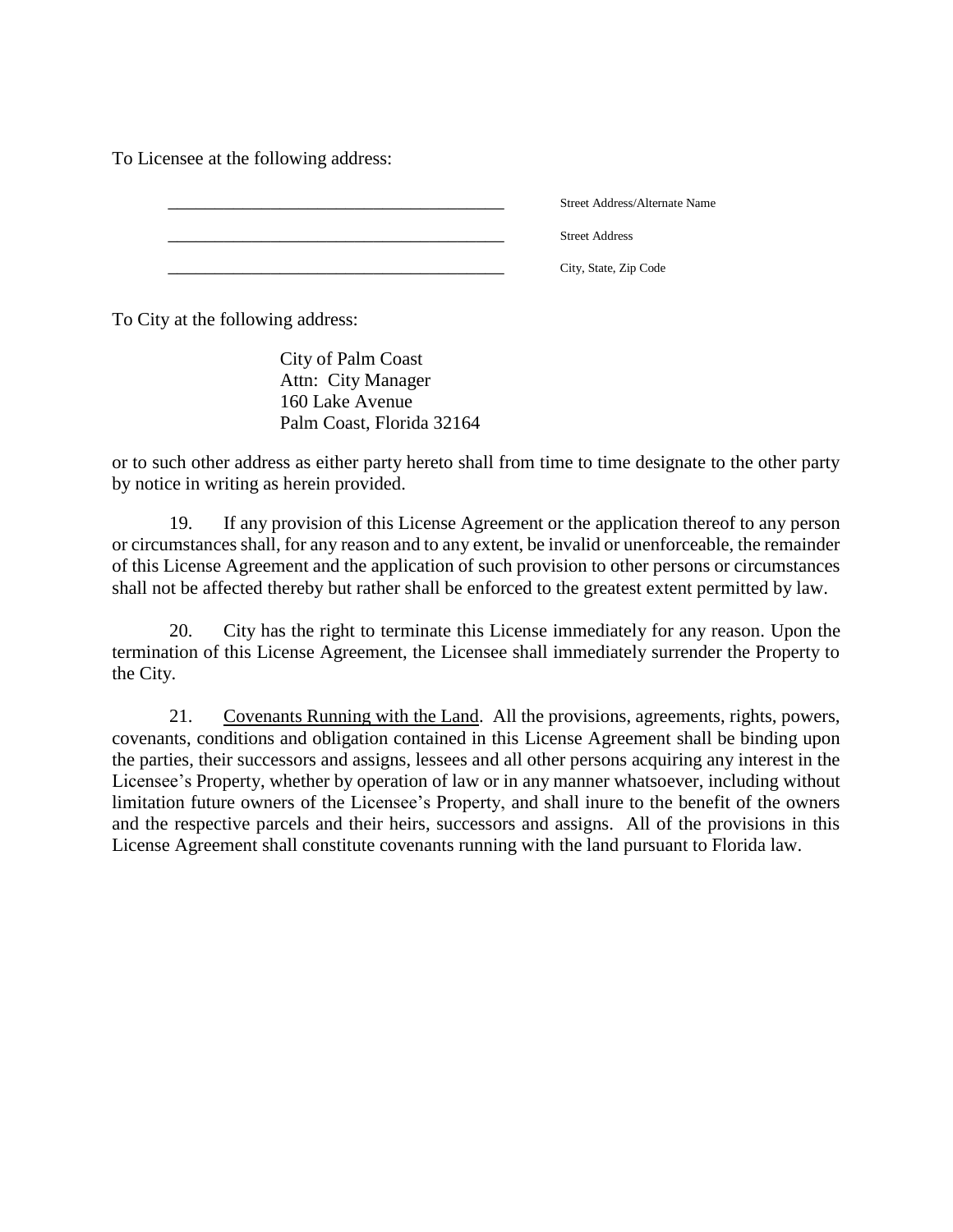To Licensee at the following address:

| | |
|---|---|
| ________________________________________ | Street Address/Alternate Name |
| ________________________________________ | Street Address |
| ________________________________________ | City, State, Zip Code |

To City at the following address:

City of Palm Coast
Attn: City Manager
160 Lake Avenue
Palm Coast, Florida 32164

or to such other address as either party hereto shall from time to time designate to the other party by notice in writing as herein provided.

19. If any provision of this License Agreement or the application thereof to any person or circumstances shall, for any reason and to any extent, be invalid or unenforceable, the remainder of this License Agreement and the application of such provision to other persons or circumstances shall not be affected thereby but rather shall be enforced to the greatest extent permitted by law.

20. City has the right to terminate this License immediately for any reason. Upon the termination of this License Agreement, the Licensee shall immediately surrender the Property to the City.

21. Covenants Running with the Land. All the provisions, agreements, rights, powers, covenants, conditions and obligation contained in this License Agreement shall be binding upon the parties, their successors and assigns, lessees and all other persons acquiring any interest in the Licensee's Property, whether by operation of law or in any manner whatsoever, including without limitation future owners of the Licensee's Property, and shall inure to the benefit of the owners and the respective parcels and their heirs, successors and assigns. All of the provisions in this License Agreement shall constitute covenants running with the land pursuant to Florida law.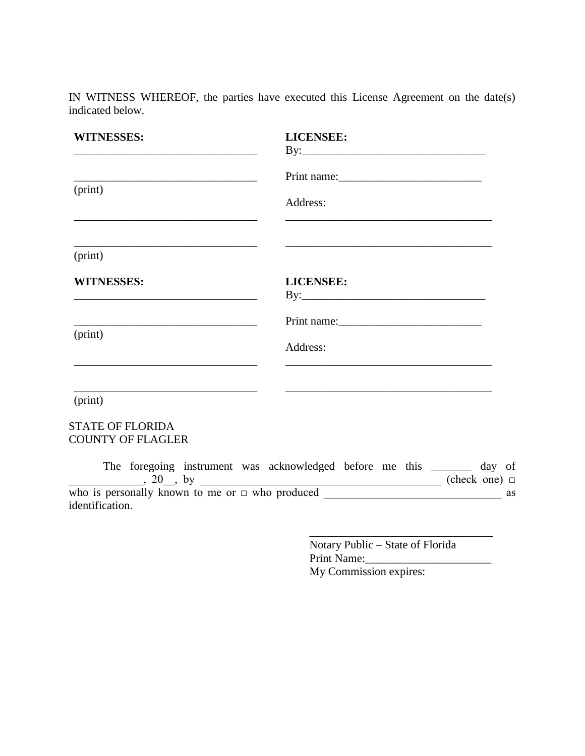IN WITNESS WHEREOF, the parties have executed this License Agreement on the date(s) indicated below.

| **WITNESSES:** | **LICENSEE:** |
|---|---|
| ________________________________ | By:________________________________ |
| ________________________________ | Print name:_________________________ |
| (print) | Address: |
| ________________________________ | _____________________________________ |
| ________________________________ | _____________________________________ |
| (print) | |

| **WITNESSES:** | **LICENSEE:** |
|---|---|
| ________________________________ | By:________________________________ |
| ________________________________ | Print name:_________________________ |
| (print) | Address: |
| ________________________________ | _____________________________________ |
| ________________________________ | _____________________________________ |
| (print) | |

STATE OF FLORIDA
COUNTY OF FLAGLER

The foregoing instrument was acknowledged before me this _______ day of _____________, 20__, by ___________________________________________ (check one) □ who is personally known to me or □ who produced _______________________________ as identification.

________________________________
Notary Public – State of Florida
Print Name:______________________
My Commission expires: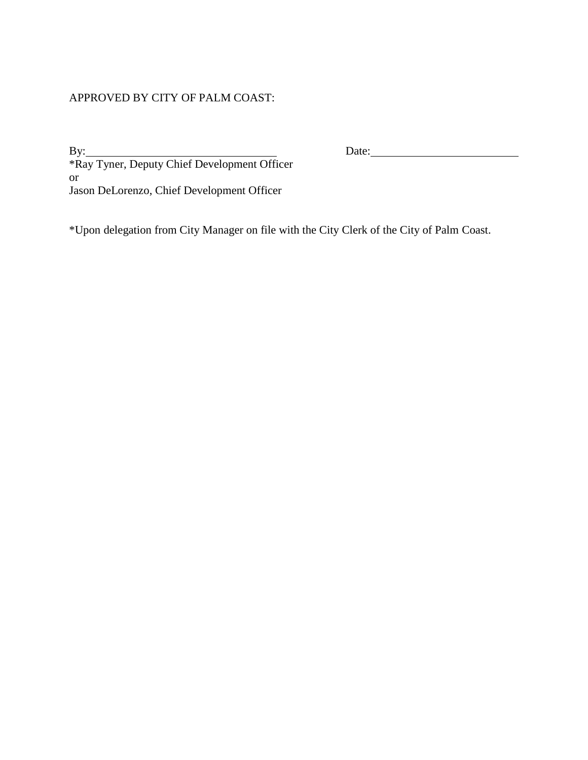APPROVED BY CITY OF PALM COAST:

By:_________________________________ Date:__________________________

*Ray Tyner, Deputy Chief Development Officer
or
Jason DeLorenzo, Chief Development Officer

*Upon delegation from City Manager on file with the City Clerk of the City of Palm Coast.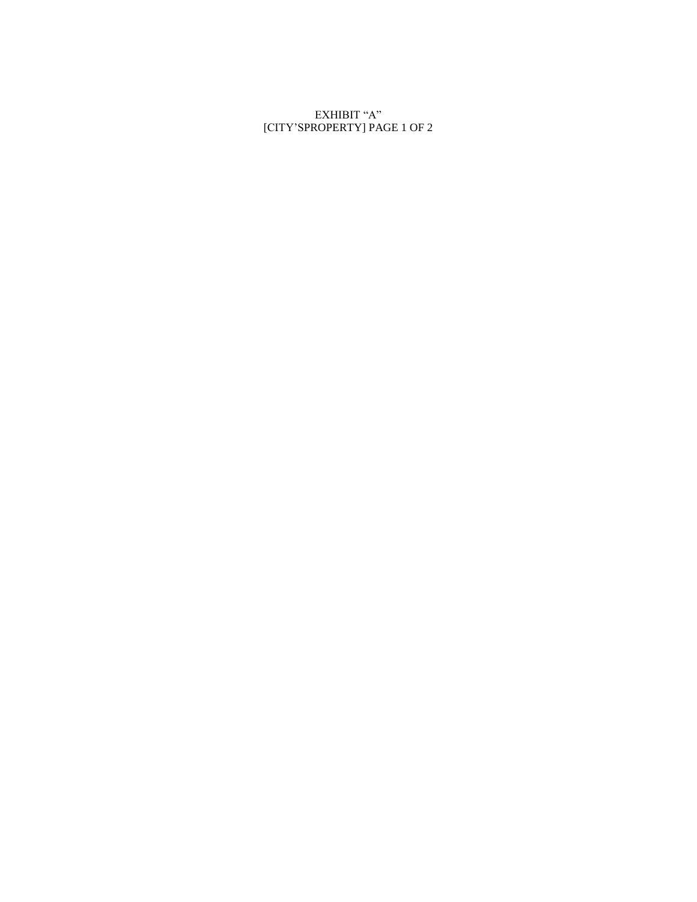EXHIBIT "A"
[CITY'SPROPERTY] PAGE 1 OF 2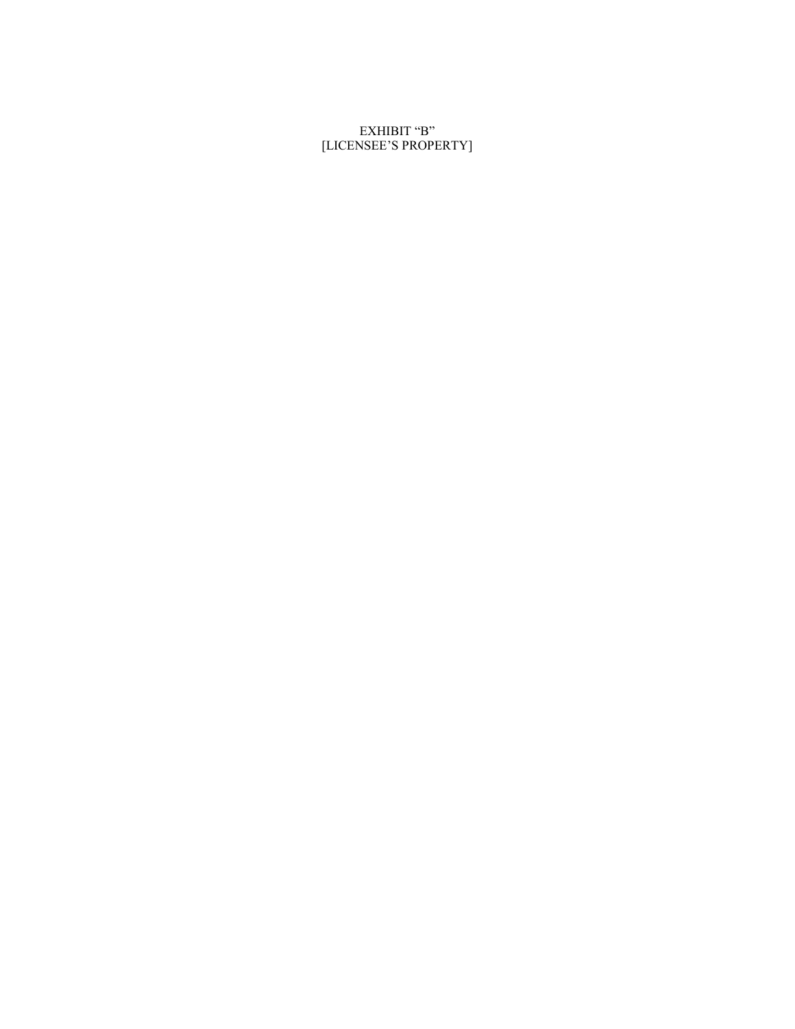EXHIBIT “B”
[LICENSEE’S PROPERTY]